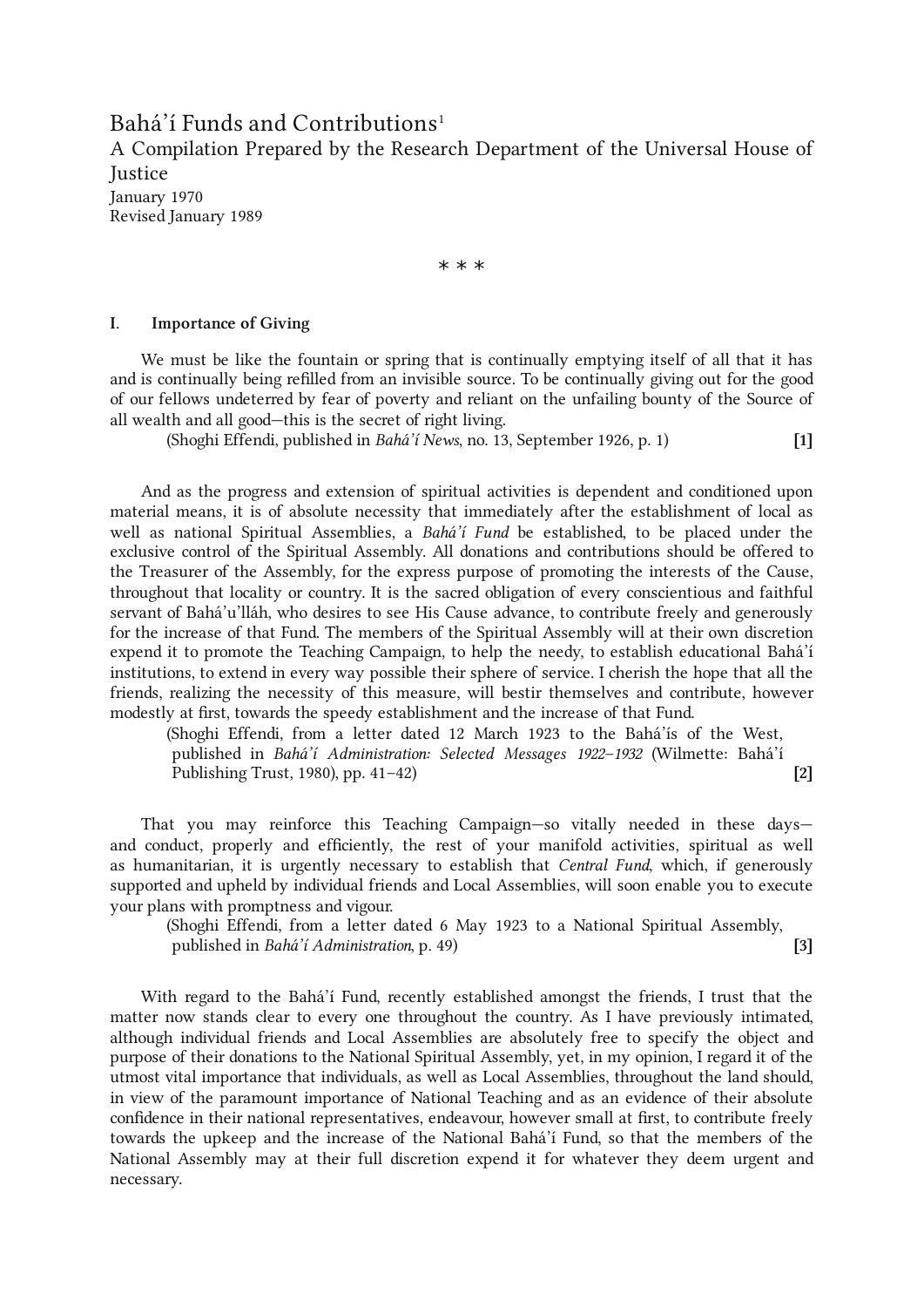# Bahá'í Funds and Contributions[1]

A Compilation Prepared by the Research Department of the Universal House of Justice

January 1970

Revised January 1989

\* \* \*

## I. Importance of Giving

We must be like the fountain or spring that is continually emptying itself of all that it has and is continually being refilled from an invisible source. To be continually giving out for the good of our fellows undeterred by fear of poverty and reliant on the unfailing bounty of the Source of all wealth and all good—this is the secret of right living.

(Shoghi Effendi, published in *Bahá'í News*, no. 13, September 1926, p. 1) **[1]**

And as the progress and extension of spiritual activities is dependent and conditioned upon material means, it is of absolute necessity that immediately after the establishment of local as well as national Spiritual Assemblies, a *Bahá'í Fund* be established, to be placed under the exclusive control of the Spiritual Assembly. All donations and contributions should be offered to the Treasurer of the Assembly, for the express purpose of promoting the interests of the Cause, throughout that locality or country. It is the sacred obligation of every conscientious and faithful servant of Bahá'u'lláh, who desires to see His Cause advance, to contribute freely and generously for the increase of that Fund. The members of the Spiritual Assembly will at their own discretion expend it to promote the Teaching Campaign, to help the needy, to establish educational Bahá'í institutions, to extend in every way possible their sphere of service. I cherish the hope that all the friends, realizing the necessity of this measure, will bestir themselves and contribute, however modestly at first, towards the speedy establishment and the increase of that Fund.

(Shoghi Effendi, from a letter dated 12 March 1923 to the Bahá'ís of the West, published in *Bahá'í Administration: Selected Messages 1922–1932* (Wilmette: Bahá'í Publishing Trust, 1980), pp. 41–42) **[2]**

That you may reinforce this Teaching Campaign—so vitally needed in these days—and conduct, properly and efficiently, the rest of your manifold activities, spiritual as well as humanitarian, it is urgently necessary to establish that *Central Fund*, which, if generously supported and upheld by individual friends and Local Assemblies, will soon enable you to execute your plans with promptness and vigour.

(Shoghi Effendi, from a letter dated 6 May 1923 to a National Spiritual Assembly, published in *Bahá'í Administration*, p. 49) **[3]**

With regard to the Bahá'í Fund, recently established amongst the friends, I trust that the matter now stands clear to every one throughout the country. As I have previously intimated, although individual friends and Local Assemblies are absolutely free to specify the object and purpose of their donations to the National Spiritual Assembly, yet, in my opinion, I regard it of the utmost vital importance that individuals, as well as Local Assemblies, throughout the land should, in view of the paramount importance of National Teaching and as an evidence of their absolute confidence in their national representatives, endeavour, however small at first, to contribute freely towards the upkeep and the increase of the National Bahá'í Fund, so that the members of the National Assembly may at their full discretion expend it for whatever they deem urgent and necessary.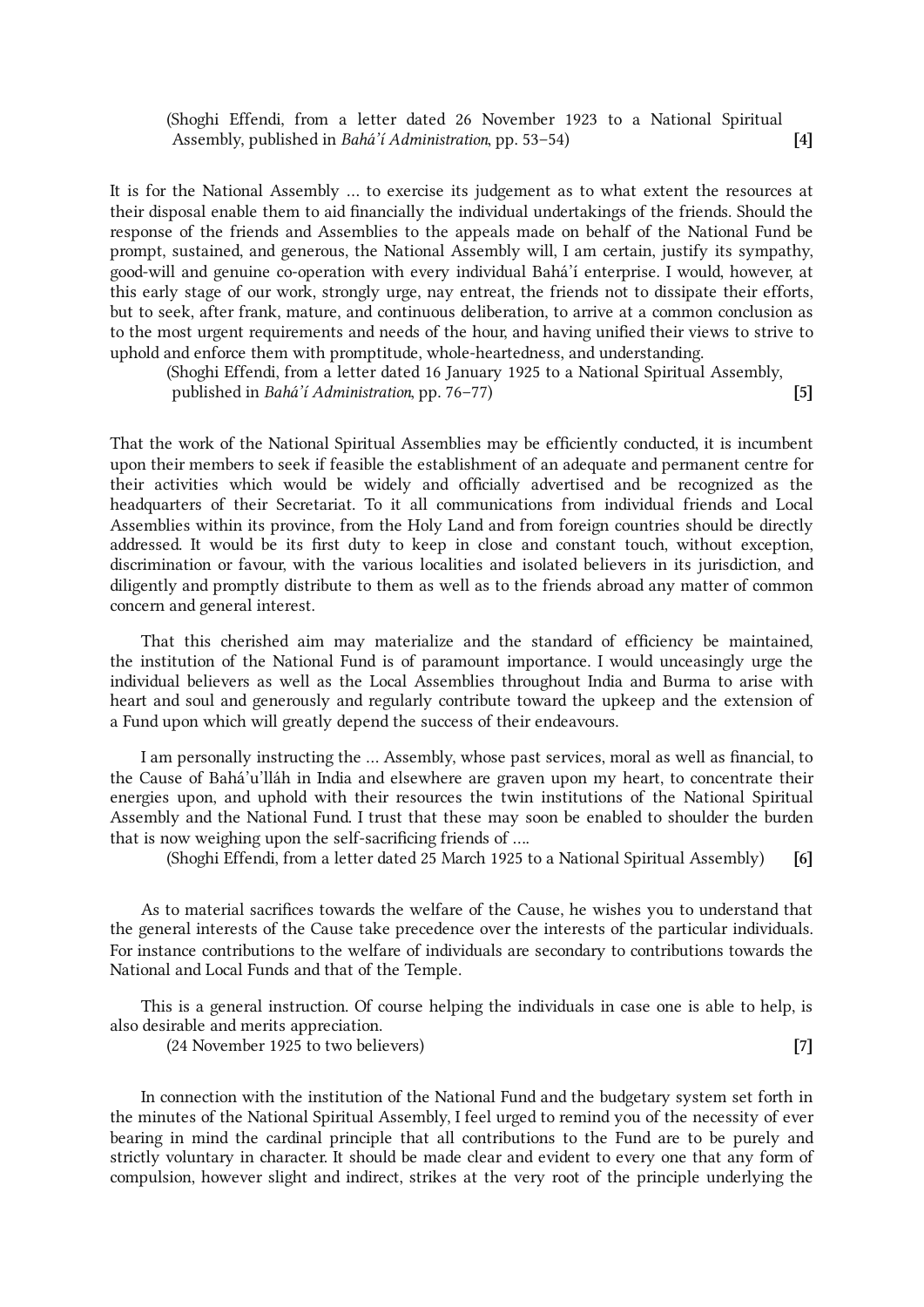(Shoghi Effendi, from a letter dated 26 November 1923 to a National Spiritual Assembly, published in *Bahá'í Administration*, pp. 53–54) **[4]**

It is for the National Assembly … to exercise its judgement as to what extent the resources at their disposal enable them to aid financially the individual undertakings of the friends. Should the response of the friends and Assemblies to the appeals made on behalf of the National Fund be prompt, sustained, and generous, the National Assembly will, I am certain, justify its sympathy, good-will and genuine co-operation with every individual Bahá'í enterprise. I would, however, at this early stage of our work, strongly urge, nay entreat, the friends not to dissipate their efforts, but to seek, after frank, mature, and continuous deliberation, to arrive at a common conclusion as to the most urgent requirements and needs of the hour, and having unified their views to strive to uphold and enforce them with promptitude, whole-heartedness, and understanding.

(Shoghi Effendi, from a letter dated 16 January 1925 to a National Spiritual Assembly, published in *Bahá'í Administration*, pp. 76–77) **[5]**

That the work of the National Spiritual Assemblies may be efficiently conducted, it is incumbent upon their members to seek if feasible the establishment of an adequate and permanent centre for their activities which would be widely and officially advertised and be recognized as the headquarters of their Secretariat. To it all communications from individual friends and Local Assemblies within its province, from the Holy Land and from foreign countries should be directly addressed. It would be its first duty to keep in close and constant touch, without exception, discrimination or favour, with the various localities and isolated believers in its jurisdiction, and diligently and promptly distribute to them as well as to the friends abroad any matter of common concern and general interest.

That this cherished aim may materialize and the standard of efficiency be maintained, the institution of the National Fund is of paramount importance. I would unceasingly urge the individual believers as well as the Local Assemblies throughout India and Burma to arise with heart and soul and generously and regularly contribute toward the upkeep and the extension of a Fund upon which will greatly depend the success of their endeavours.

I am personally instructing the … Assembly, whose past services, moral as well as financial, to the Cause of Bahá'u'lláh in India and elsewhere are graven upon my heart, to concentrate their energies upon, and uphold with their resources the twin institutions of the National Spiritual Assembly and the National Fund. I trust that these may soon be enabled to shoulder the burden that is now weighing upon the self-sacrificing friends of ….

(Shoghi Effendi, from a letter dated 25 March 1925 to a National Spiritual Assembly) **[6]**

As to material sacrifices towards the welfare of the Cause, he wishes you to understand that the general interests of the Cause take precedence over the interests of the particular individuals. For instance contributions to the welfare of individuals are secondary to contributions towards the National and Local Funds and that of the Temple.

This is a general instruction. Of course helping the individuals in case one is able to help, is also desirable and merits appreciation.

(24 November 1925 to two believers) **[7]**

In connection with the institution of the National Fund and the budgetary system set forth in the minutes of the National Spiritual Assembly, I feel urged to remind you of the necessity of ever bearing in mind the cardinal principle that all contributions to the Fund are to be purely and strictly voluntary in character. It should be made clear and evident to every one that any form of compulsion, however slight and indirect, strikes at the very root of the principle underlying the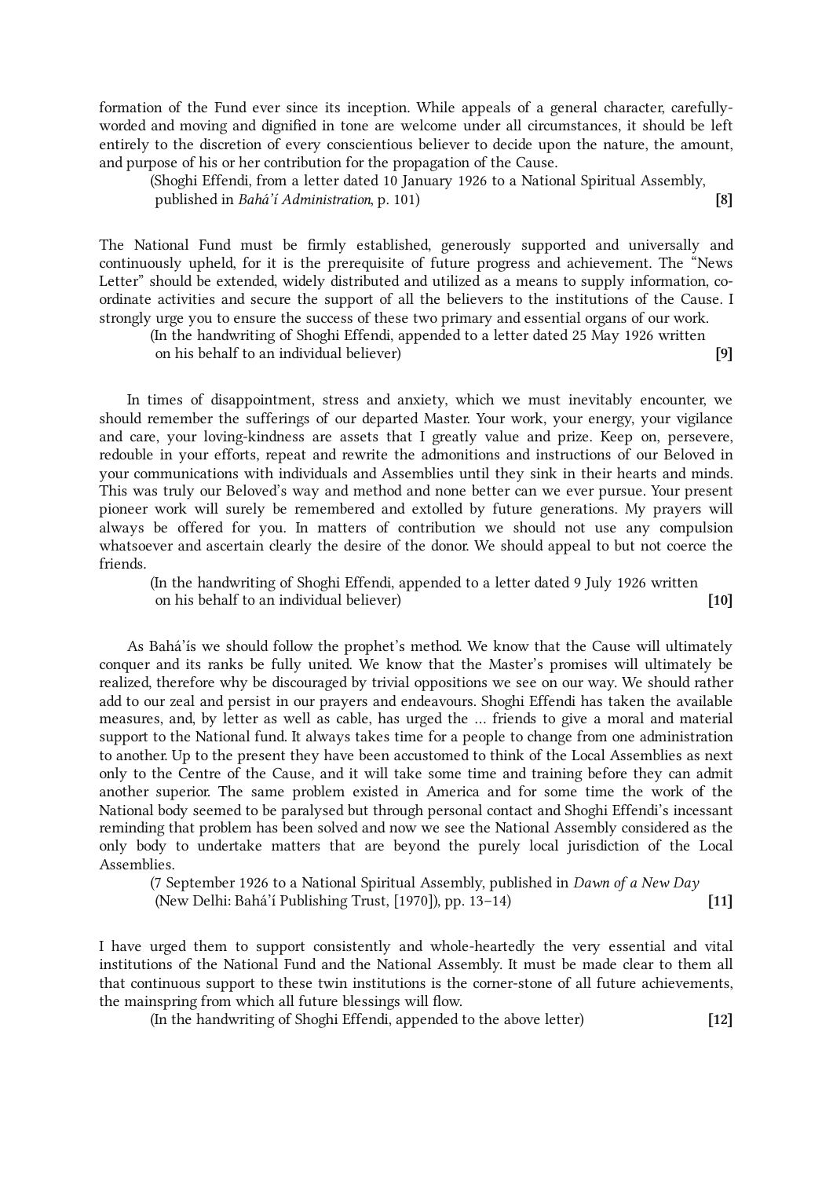formation of the Fund ever since its inception. While appeals of a general character, carefully-worded and moving and dignified in tone are welcome under all circumstances, it should be left entirely to the discretion of every conscientious believer to decide upon the nature, the amount, and purpose of his or her contribution for the propagation of the Cause.

(Shoghi Effendi, from a letter dated 10 January 1926 to a National Spiritual Assembly, published in *Bahá'í Administration*, p. 101) **[8]**

The National Fund must be firmly established, generously supported and universally and continuously upheld, for it is the prerequisite of future progress and achievement. The "News Letter" should be extended, widely distributed and utilized as a means to supply information, co-ordinate activities and secure the support of all the believers to the institutions of the Cause. I strongly urge you to ensure the success of these two primary and essential organs of our work.

(In the handwriting of Shoghi Effendi, appended to a letter dated 25 May 1926 written on his behalf to an individual believer) **[9]**

In times of disappointment, stress and anxiety, which we must inevitably encounter, we should remember the sufferings of our departed Master. Your work, your energy, your vigilance and care, your loving-kindness are assets that I greatly value and prize. Keep on, persevere, redouble in your efforts, repeat and rewrite the admonitions and instructions of our Beloved in your communications with individuals and Assemblies until they sink in their hearts and minds. This was truly our Beloved's way and method and none better can we ever pursue. Your present pioneer work will surely be remembered and extolled by future generations. My prayers will always be offered for you. In matters of contribution we should not use any compulsion whatsoever and ascertain clearly the desire of the donor. We should appeal to but not coerce the friends.

(In the handwriting of Shoghi Effendi, appended to a letter dated 9 July 1926 written on his behalf to an individual believer) **[10]**

As Bahá'ís we should follow the prophet's method. We know that the Cause will ultimately conquer and its ranks be fully united. We know that the Master's promises will ultimately be realized, therefore why be discouraged by trivial oppositions we see on our way. We should rather add to our zeal and persist in our prayers and endeavours. Shoghi Effendi has taken the available measures, and, by letter as well as cable, has urged the … friends to give a moral and material support to the National fund. It always takes time for a people to change from one administration to another. Up to the present they have been accustomed to think of the Local Assemblies as next only to the Centre of the Cause, and it will take some time and training before they can admit another superior. The same problem existed in America and for some time the work of the National body seemed to be paralysed but through personal contact and Shoghi Effendi's incessant reminding that problem has been solved and now we see the National Assembly considered as the only body to undertake matters that are beyond the purely local jurisdiction of the Local Assemblies.

(7 September 1926 to a National Spiritual Assembly, published in *Dawn of a New Day* (New Delhi: Bahá'í Publishing Trust, [1970]), pp. 13–14) **[11]**

I have urged them to support consistently and whole-heartedly the very essential and vital institutions of the National Fund and the National Assembly. It must be made clear to them all that continuous support to these twin institutions is the corner-stone of all future achievements, the mainspring from which all future blessings will flow.

(In the handwriting of Shoghi Effendi, appended to the above letter) **[12]**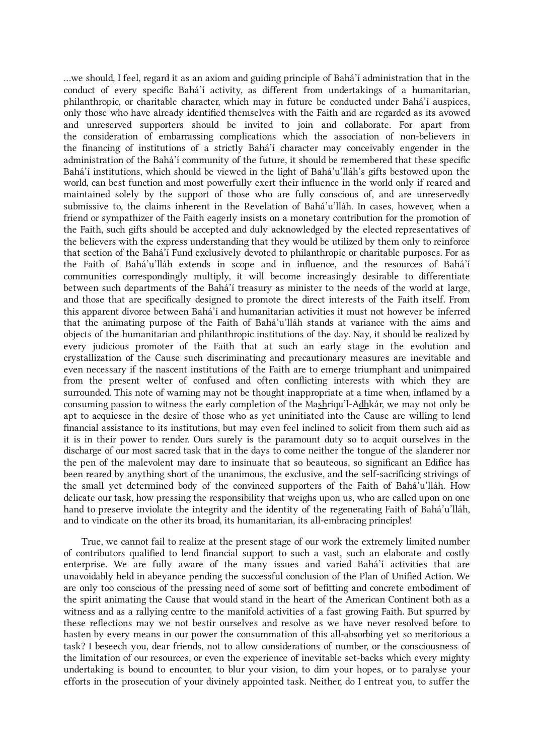…we should, I feel, regard it as an axiom and guiding principle of Bahá'í administration that in the conduct of every specific Bahá'í activity, as different from undertakings of a humanitarian, philanthropic, or charitable character, which may in future be conducted under Bahá'í auspices, only those who have already identified themselves with the Faith and are regarded as its avowed and unreserved supporters should be invited to join and collaborate. For apart from the consideration of embarrassing complications which the association of non-believers in the financing of institutions of a strictly Bahá'í character may conceivably engender in the administration of the Bahá'í community of the future, it should be remembered that these specific Bahá'í institutions, which should be viewed in the light of Bahá'u'lláh's gifts bestowed upon the world, can best function and most powerfully exert their influence in the world only if reared and maintained solely by the support of those who are fully conscious of, and are unreservedly submissive to, the claims inherent in the Revelation of Bahá'u'lláh. In cases, however, when a friend or sympathizer of the Faith eagerly insists on a monetary contribution for the promotion of the Faith, such gifts should be accepted and duly acknowledged by the elected representatives of the believers with the express understanding that they would be utilized by them only to reinforce that section of the Bahá'í Fund exclusively devoted to philanthropic or charitable purposes. For as the Faith of Bahá'u'lláh extends in scope and in influence, and the resources of Bahá'í communities correspondingly multiply, it will become increasingly desirable to differentiate between such departments of the Bahá'í treasury as minister to the needs of the world at large, and those that are specifically designed to promote the direct interests of the Faith itself. From this apparent divorce between Bahá'í and humanitarian activities it must not however be inferred that the animating purpose of the Faith of Bahá'u'lláh stands at variance with the aims and objects of the humanitarian and philanthropic institutions of the day. Nay, it should be realized by every judicious promoter of the Faith that at such an early stage in the evolution and crystallization of the Cause such discriminating and precautionary measures are inevitable and even necessary if the nascent institutions of the Faith are to emerge triumphant and unimpaired from the present welter of confused and often conflicting interests with which they are surrounded. This note of warning may not be thought inappropriate at a time when, inflamed by a consuming passion to witness the early completion of the Mashriqu'l-Adhkár, we may not only be apt to acquiesce in the desire of those who as yet uninitiated into the Cause are willing to lend financial assistance to its institutions, but may even feel inclined to solicit from them such aid as it is in their power to render. Ours surely is the paramount duty so to acquit ourselves in the discharge of our most sacred task that in the days to come neither the tongue of the slanderer nor the pen of the malevolent may dare to insinuate that so beauteous, so significant an Edifice has been reared by anything short of the unanimous, the exclusive, and the self-sacrificing strivings of the small yet determined body of the convinced supporters of the Faith of Bahá'u'lláh. How delicate our task, how pressing the responsibility that weighs upon us, who are called upon on one hand to preserve inviolate the integrity and the identity of the regenerating Faith of Bahá'u'lláh, and to vindicate on the other its broad, its humanitarian, its all-embracing principles!

True, we cannot fail to realize at the present stage of our work the extremely limited number of contributors qualified to lend financial support to such a vast, such an elaborate and costly enterprise. We are fully aware of the many issues and varied Bahá'í activities that are unavoidably held in abeyance pending the successful conclusion of the Plan of Unified Action. We are only too conscious of the pressing need of some sort of befitting and concrete embodiment of the spirit animating the Cause that would stand in the heart of the American Continent both as a witness and as a rallying centre to the manifold activities of a fast growing Faith. But spurred by these reflections may we not bestir ourselves and resolve as we have never resolved before to hasten by every means in our power the consummation of this all-absorbing yet so meritorious a task? I beseech you, dear friends, not to allow considerations of number, or the consciousness of the limitation of our resources, or even the experience of inevitable set-backs which every mighty undertaking is bound to encounter, to blur your vision, to dim your hopes, or to paralyse your efforts in the prosecution of your divinely appointed task. Neither, do I entreat you, to suffer the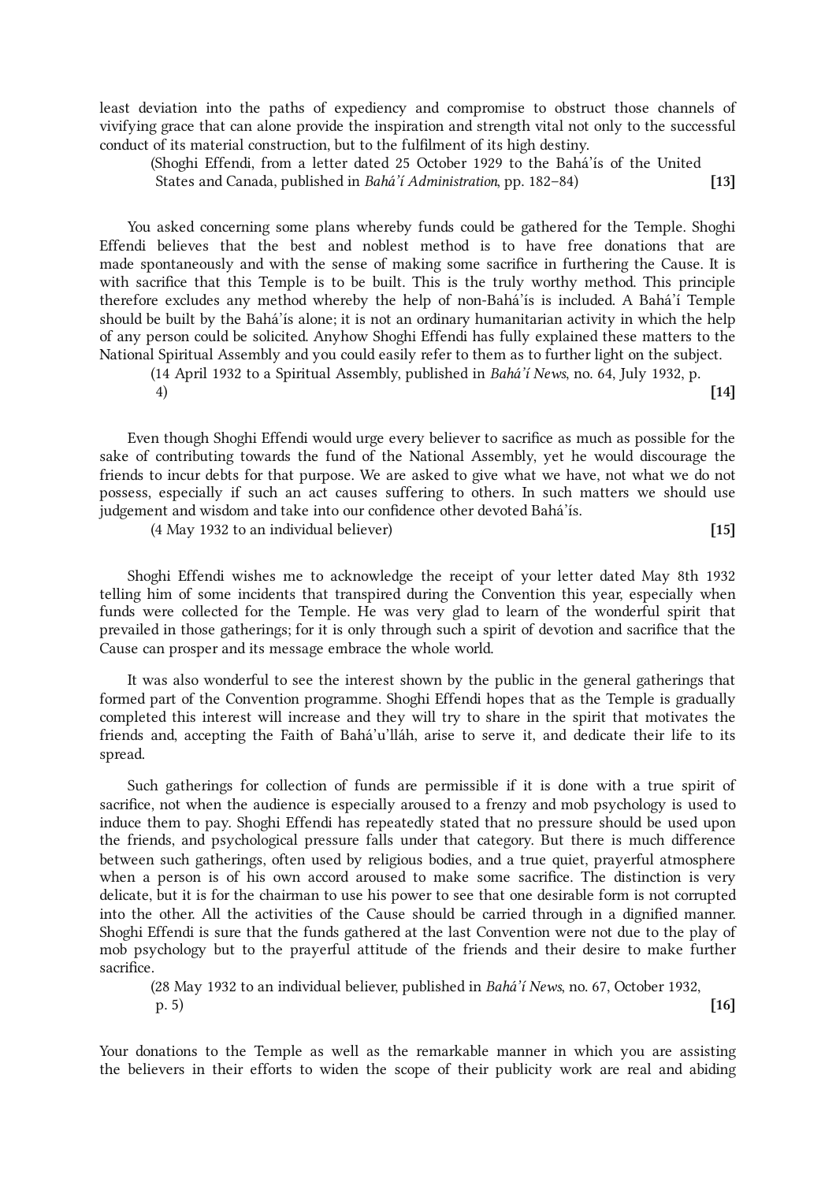least deviation into the paths of expediency and compromise to obstruct those channels of vivifying grace that can alone provide the inspiration and strength vital not only to the successful conduct of its material construction, but to the fulfilment of its high destiny.

(Shoghi Effendi, from a letter dated 25 October 1929 to the Bahá'ís of the United States and Canada, published in *Bahá'í Administration*, pp. 182–84) **[13]**

You asked concerning some plans whereby funds could be gathered for the Temple. Shoghi Effendi believes that the best and noblest method is to have free donations that are made spontaneously and with the sense of making some sacrifice in furthering the Cause. It is with sacrifice that this Temple is to be built. This is the truly worthy method. This principle therefore excludes any method whereby the help of non-Bahá'ís is included. A Bahá'í Temple should be built by the Bahá'ís alone; it is not an ordinary humanitarian activity in which the help of any person could be solicited. Anyhow Shoghi Effendi has fully explained these matters to the National Spiritual Assembly and you could easily refer to them as to further light on the subject.

(14 April 1932 to a Spiritual Assembly, published in *Bahá'í News*, no. 64, July 1932, p. 4) **[14]**

Even though Shoghi Effendi would urge every believer to sacrifice as much as possible for the sake of contributing towards the fund of the National Assembly, yet he would discourage the friends to incur debts for that purpose. We are asked to give what we have, not what we do not possess, especially if such an act causes suffering to others. In such matters we should use judgement and wisdom and take into our confidence other devoted Bahá'ís.

(4 May 1932 to an individual believer) **[15]**

Shoghi Effendi wishes me to acknowledge the receipt of your letter dated May 8th 1932 telling him of some incidents that transpired during the Convention this year, especially when funds were collected for the Temple. He was very glad to learn of the wonderful spirit that prevailed in those gatherings; for it is only through such a spirit of devotion and sacrifice that the Cause can prosper and its message embrace the whole world.

It was also wonderful to see the interest shown by the public in the general gatherings that formed part of the Convention programme. Shoghi Effendi hopes that as the Temple is gradually completed this interest will increase and they will try to share in the spirit that motivates the friends and, accepting the Faith of Bahá'u'lláh, arise to serve it, and dedicate their life to its spread.

Such gatherings for collection of funds are permissible if it is done with a true spirit of sacrifice, not when the audience is especially aroused to a frenzy and mob psychology is used to induce them to pay. Shoghi Effendi has repeatedly stated that no pressure should be used upon the friends, and psychological pressure falls under that category. But there is much difference between such gatherings, often used by religious bodies, and a true quiet, prayerful atmosphere when a person is of his own accord aroused to make some sacrifice. The distinction is very delicate, but it is for the chairman to use his power to see that one desirable form is not corrupted into the other. All the activities of the Cause should be carried through in a dignified manner. Shoghi Effendi is sure that the funds gathered at the last Convention were not due to the play of mob psychology but to the prayerful attitude of the friends and their desire to make further sacrifice.

(28 May 1932 to an individual believer, published in *Bahá'í News*, no. 67, October 1932, p. 5) **[16]**

Your donations to the Temple as well as the remarkable manner in which you are assisting the believers in their efforts to widen the scope of their publicity work are real and abiding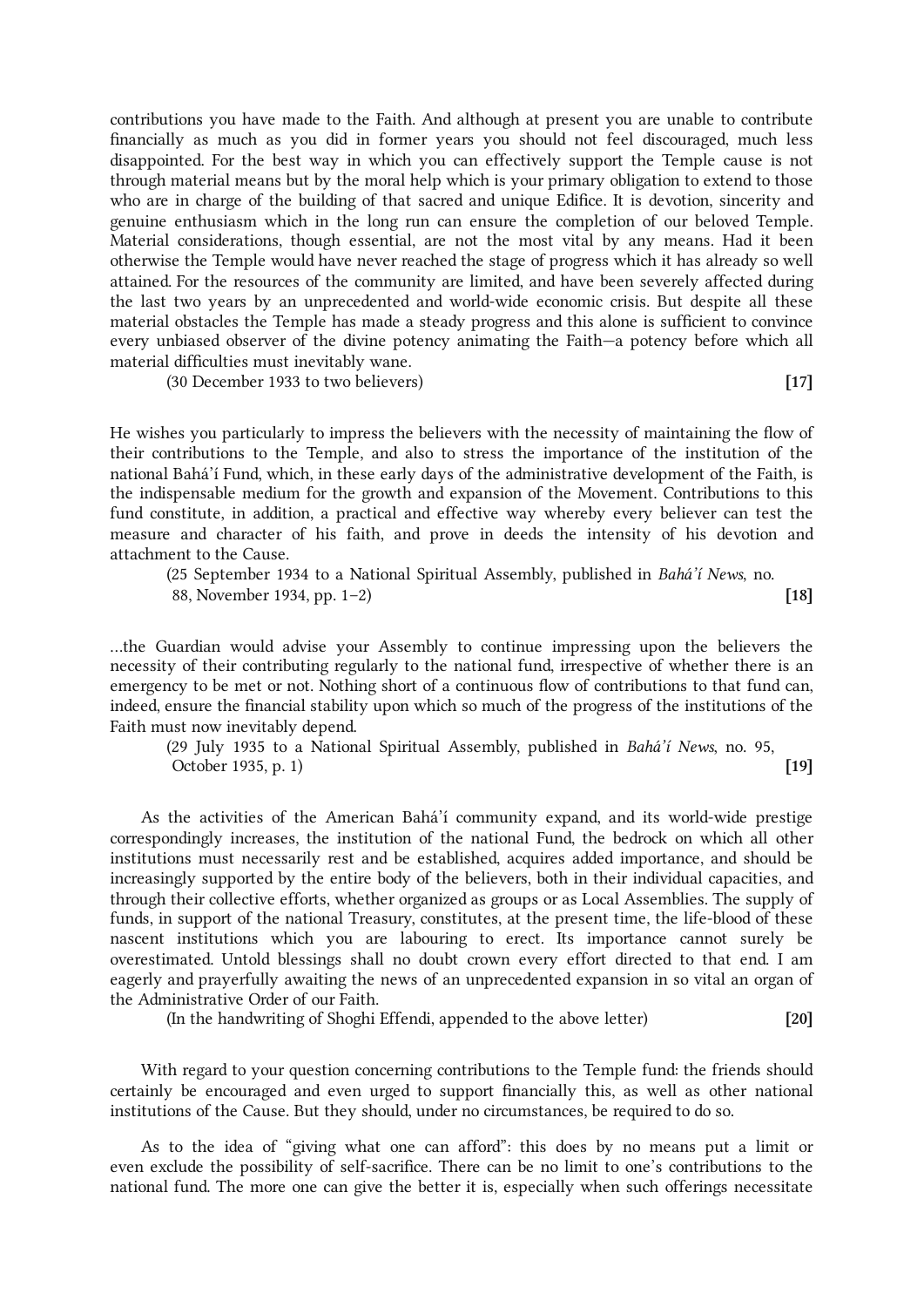contributions you have made to the Faith. And although at present you are unable to contribute financially as much as you did in former years you should not feel discouraged, much less disappointed. For the best way in which you can effectively support the Temple cause is not through material means but by the moral help which is your primary obligation to extend to those who are in charge of the building of that sacred and unique Edifice. It is devotion, sincerity and genuine enthusiasm which in the long run can ensure the completion of our beloved Temple. Material considerations, though essential, are not the most vital by any means. Had it been otherwise the Temple would have never reached the stage of progress which it has already so well attained. For the resources of the community are limited, and have been severely affected during the last two years by an unprecedented and world-wide economic crisis. But despite all these material obstacles the Temple has made a steady progress and this alone is sufficient to convince every unbiased observer of the divine potency animating the Faith—a potency before which all material difficulties must inevitably wane.

(30 December 1933 to two believers) **[17]**

He wishes you particularly to impress the believers with the necessity of maintaining the flow of their contributions to the Temple, and also to stress the importance of the institution of the national Bahá'í Fund, which, in these early days of the administrative development of the Faith, is the indispensable medium for the growth and expansion of the Movement. Contributions to this fund constitute, in addition, a practical and effective way whereby every believer can test the measure and character of his faith, and prove in deeds the intensity of his devotion and attachment to the Cause.

(25 September 1934 to a National Spiritual Assembly, published in *Bahá'í News*, no. 88, November 1934, pp. 1–2) **[18]**

...the Guardian would advise your Assembly to continue impressing upon the believers the necessity of their contributing regularly to the national fund, irrespective of whether there is an emergency to be met or not. Nothing short of a continuous flow of contributions to that fund can, indeed, ensure the financial stability upon which so much of the progress of the institutions of the Faith must now inevitably depend.

(29 July 1935 to a National Spiritual Assembly, published in *Bahá'í News*, no. 95, October 1935, p. 1) **[19]**

As the activities of the American Bahá'í community expand, and its world-wide prestige correspondingly increases, the institution of the national Fund, the bedrock on which all other institutions must necessarily rest and be established, acquires added importance, and should be increasingly supported by the entire body of the believers, both in their individual capacities, and through their collective efforts, whether organized as groups or as Local Assemblies. The supply of funds, in support of the national Treasury, constitutes, at the present time, the life-blood of these nascent institutions which you are labouring to erect. Its importance cannot surely be overestimated. Untold blessings shall no doubt crown every effort directed to that end. I am eagerly and prayerfully awaiting the news of an unprecedented expansion in so vital an organ of the Administrative Order of our Faith.

(In the handwriting of Shoghi Effendi, appended to the above letter) **[20]**

With regard to your question concerning contributions to the Temple fund: the friends should certainly be encouraged and even urged to support financially this, as well as other national institutions of the Cause. But they should, under no circumstances, be required to do so.

As to the idea of "giving what one can afford": this does by no means put a limit or even exclude the possibility of self-sacrifice. There can be no limit to one's contributions to the national fund. The more one can give the better it is, especially when such offerings necessitate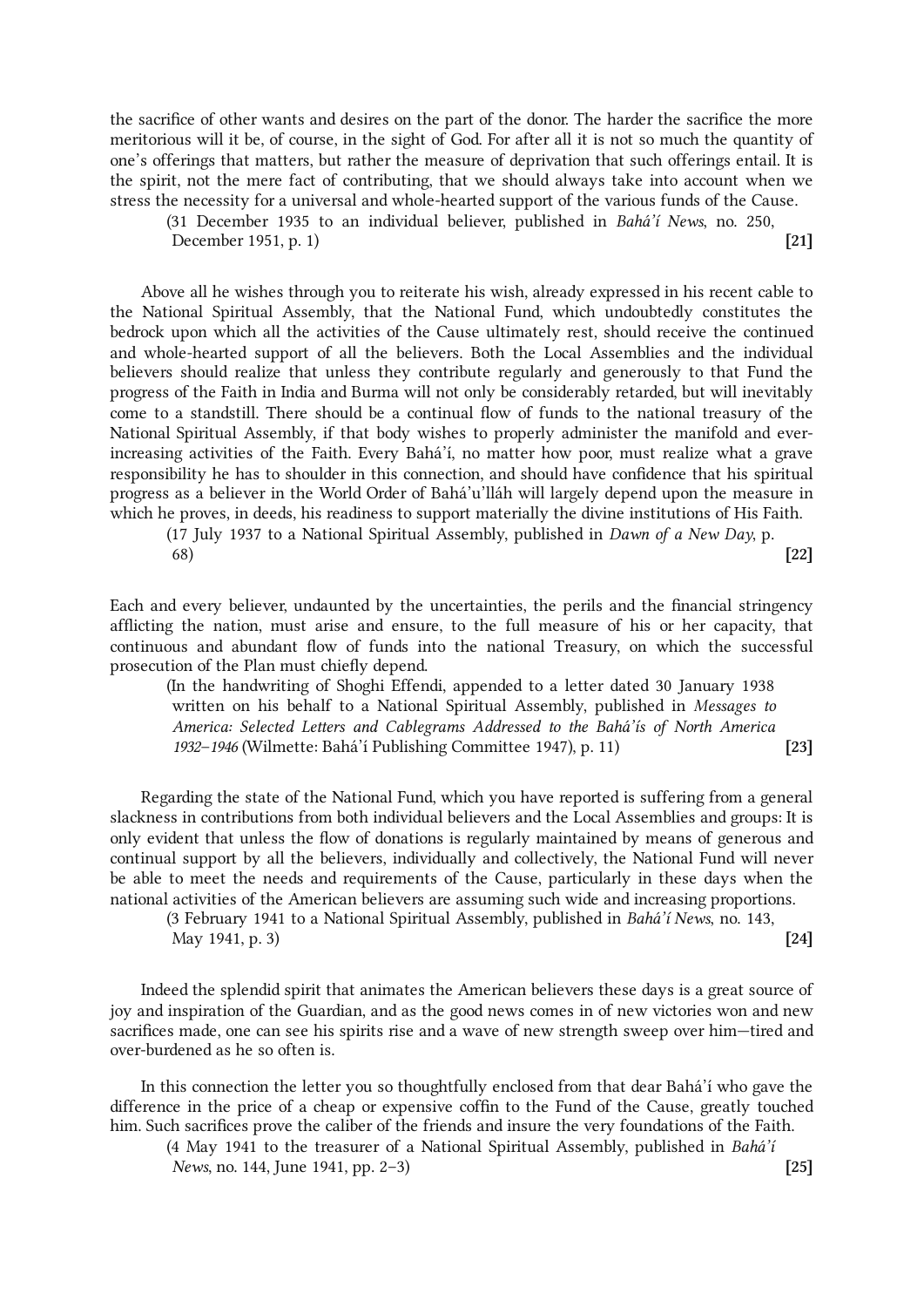the sacrifice of other wants and desires on the part of the donor. The harder the sacrifice the more meritorious will it be, of course, in the sight of God. For after all it is not so much the quantity of one's offerings that matters, but rather the measure of deprivation that such offerings entail. It is the spirit, not the mere fact of contributing, that we should always take into account when we stress the necessity for a universal and whole-hearted support of the various funds of the Cause.

> (31 December 1935 to an individual believer, published in *Bahá'í News*, no. 250, December 1951, p. 1) **[21]**

Above all he wishes through you to reiterate his wish, already expressed in his recent cable to the National Spiritual Assembly, that the National Fund, which undoubtedly constitutes the bedrock upon which all the activities of the Cause ultimately rest, should receive the continued and whole-hearted support of all the believers. Both the Local Assemblies and the individual believers should realize that unless they contribute regularly and generously to that Fund the progress of the Faith in India and Burma will not only be considerably retarded, but will inevitably come to a standstill. There should be a continual flow of funds to the national treasury of the National Spiritual Assembly, if that body wishes to properly administer the manifold and ever-increasing activities of the Faith. Every Bahá'í, no matter how poor, must realize what a grave responsibility he has to shoulder in this connection, and should have confidence that his spiritual progress as a believer in the World Order of Bahá'u'lláh will largely depend upon the measure in which he proves, in deeds, his readiness to support materially the divine institutions of His Faith.

> (17 July 1937 to a National Spiritual Assembly, published in *Dawn of a New Day*, p. 68) **[22]**

Each and every believer, undaunted by the uncertainties, the perils and the financial stringency afflicting the nation, must arise and ensure, to the full measure of his or her capacity, that continuous and abundant flow of funds into the national Treasury, on which the successful prosecution of the Plan must chiefly depend.

> (In the handwriting of Shoghi Effendi, appended to a letter dated 30 January 1938 written on his behalf to a National Spiritual Assembly, published in *Messages to America: Selected Letters and Cablegrams Addressed to the Bahá'ís of North America 1932–1946* (Wilmette: Bahá'í Publishing Committee 1947), p. 11) **[23]**

Regarding the state of the National Fund, which you have reported is suffering from a general slackness in contributions from both individual believers and the Local Assemblies and groups: It is only evident that unless the flow of donations is regularly maintained by means of generous and continual support by all the believers, individually and collectively, the National Fund will never be able to meet the needs and requirements of the Cause, particularly in these days when the national activities of the American believers are assuming such wide and increasing proportions.

> (3 February 1941 to a National Spiritual Assembly, published in *Bahá'í News*, no. 143, May 1941, p. 3) **[24]**

Indeed the splendid spirit that animates the American believers these days is a great source of joy and inspiration of the Guardian, and as the good news comes in of new victories won and new sacrifices made, one can see his spirits rise and a wave of new strength sweep over him—tired and over-burdened as he so often is.

In this connection the letter you so thoughtfully enclosed from that dear Bahá'í who gave the difference in the price of a cheap or expensive coffin to the Fund of the Cause, greatly touched him. Such sacrifices prove the caliber of the friends and insure the very foundations of the Faith.

> (4 May 1941 to the treasurer of a National Spiritual Assembly, published in *Bahá'í News*, no. 144, June 1941, pp. 2–3) **[25]**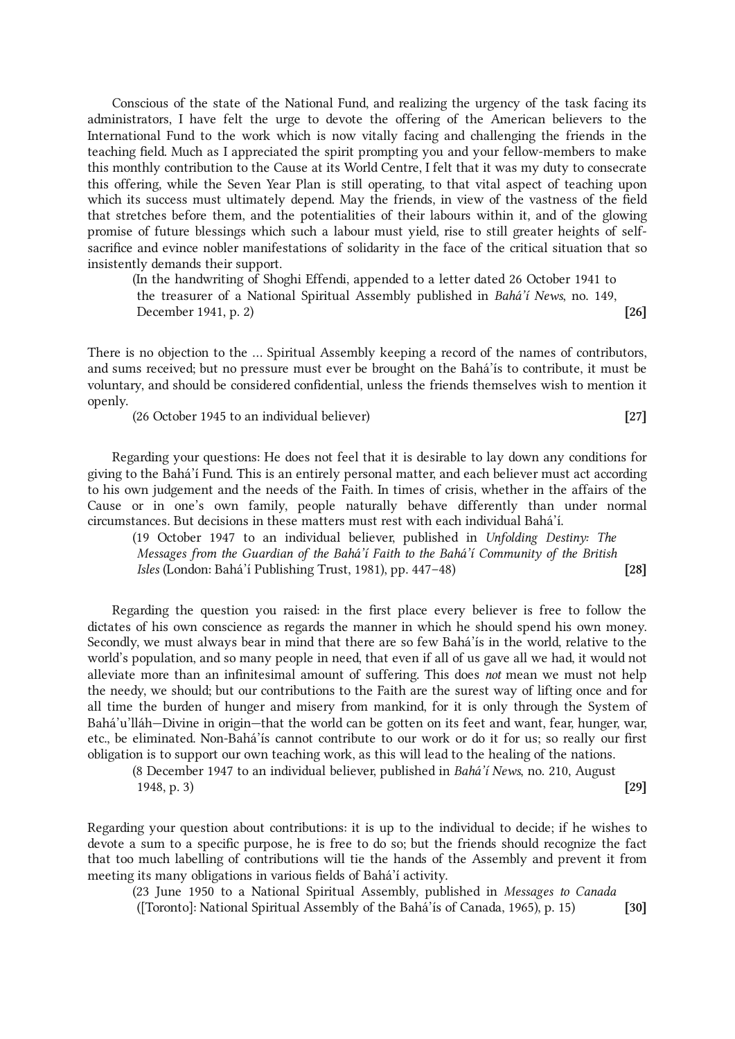Conscious of the state of the National Fund, and realizing the urgency of the task facing its administrators, I have felt the urge to devote the offering of the American believers to the International Fund to the work which is now vitally facing and challenging the friends in the teaching field. Much as I appreciated the spirit prompting you and your fellow-members to make this monthly contribution to the Cause at its World Centre, I felt that it was my duty to consecrate this offering, while the Seven Year Plan is still operating, to that vital aspect of teaching upon which its success must ultimately depend. May the friends, in view of the vastness of the field that stretches before them, and the potentialities of their labours within it, and of the glowing promise of future blessings which such a labour must yield, rise to still greater heights of self-sacrifice and evince nobler manifestations of solidarity in the face of the critical situation that so insistently demands their support.

(In the handwriting of Shoghi Effendi, appended to a letter dated 26 October 1941 to the treasurer of a National Spiritual Assembly published in *Bahá'í News*, no. 149, December 1941, p. 2) **[26]**

There is no objection to the … Spiritual Assembly keeping a record of the names of contributors, and sums received; but no pressure must ever be brought on the Bahá'ís to contribute, it must be voluntary, and should be considered confidential, unless the friends themselves wish to mention it openly.

(26 October 1945 to an individual believer) **[27]**

Regarding your questions: He does not feel that it is desirable to lay down any conditions for giving to the Bahá'í Fund. This is an entirely personal matter, and each believer must act according to his own judgement and the needs of the Faith. In times of crisis, whether in the affairs of the Cause or in one's own family, people naturally behave differently than under normal circumstances. But decisions in these matters must rest with each individual Bahá'í.

(19 October 1947 to an individual believer, published in *Unfolding Destiny: The Messages from the Guardian of the Bahá'í Faith to the Bahá'í Community of the British Isles* (London: Bahá'í Publishing Trust, 1981), pp. 447–48) **[28]**

Regarding the question you raised: in the first place every believer is free to follow the dictates of his own conscience as regards the manner in which he should spend his own money. Secondly, we must always bear in mind that there are so few Bahá'ís in the world, relative to the world's population, and so many people in need, that even if all of us gave all we had, it would not alleviate more than an infinitesimal amount of suffering. This does *not* mean we must not help the needy, we should; but our contributions to the Faith are the surest way of lifting once and for all time the burden of hunger and misery from mankind, for it is only through the System of Bahá'u'lláh—Divine in origin—that the world can be gotten on its feet and want, fear, hunger, war, etc., be eliminated. Non-Bahá'ís cannot contribute to our work or do it for us; so really our first obligation is to support our own teaching work, as this will lead to the healing of the nations.

(8 December 1947 to an individual believer, published in *Bahá'í News*, no. 210, August 1948, p. 3) **[29]**

Regarding your question about contributions: it is up to the individual to decide; if he wishes to devote a sum to a specific purpose, he is free to do so; but the friends should recognize the fact that too much labelling of contributions will tie the hands of the Assembly and prevent it from meeting its many obligations in various fields of Bahá'í activity.

(23 June 1950 to a National Spiritual Assembly, published in *Messages to Canada* ([Toronto]: National Spiritual Assembly of the Bahá'ís of Canada, 1965), p. 15) **[30]**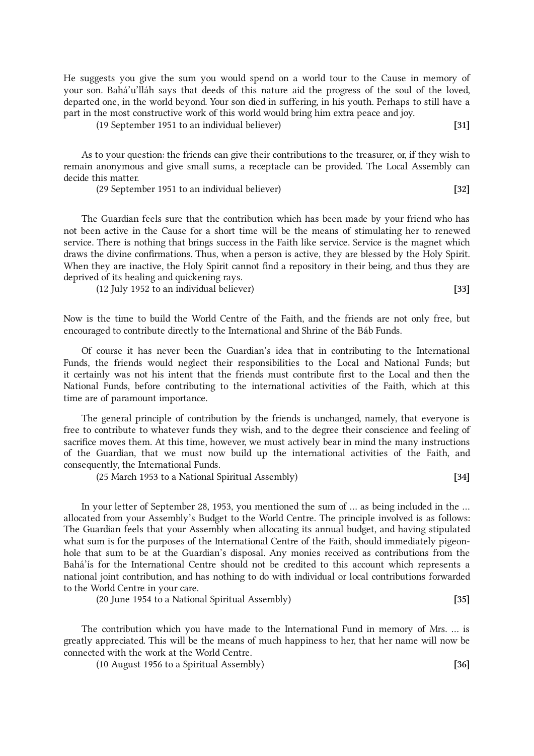He suggests you give the sum you would spend on a world tour to the Cause in memory of your son. Bahá'u'lláh says that deeds of this nature aid the progress of the soul of the loved, departed one, in the world beyond. Your son died in suffering, in his youth. Perhaps to still have a part in the most constructive work of this world would bring him extra peace and joy.

(19 September 1951 to an individual believer) **[31]**

As to your question: the friends can give their contributions to the treasurer, or, if they wish to remain anonymous and give small sums, a receptacle can be provided. The Local Assembly can decide this matter.

(29 September 1951 to an individual believer) **[32]**

The Guardian feels sure that the contribution which has been made by your friend who has not been active in the Cause for a short time will be the means of stimulating her to renewed service. There is nothing that brings success in the Faith like service. Service is the magnet which draws the divine confirmations. Thus, when a person is active, they are blessed by the Holy Spirit. When they are inactive, the Holy Spirit cannot find a repository in their being, and thus they are deprived of its healing and quickening rays.

(12 July 1952 to an individual believer) **[33]**

Now is the time to build the World Centre of the Faith, and the friends are not only free, but encouraged to contribute directly to the International and Shrine of the Báb Funds.

Of course it has never been the Guardian's idea that in contributing to the International Funds, the friends would neglect their responsibilities to the Local and National Funds; but it certainly was not his intent that the friends must contribute first to the Local and then the National Funds, before contributing to the international activities of the Faith, which at this time are of paramount importance.

The general principle of contribution by the friends is unchanged, namely, that everyone is free to contribute to whatever funds they wish, and to the degree their conscience and feeling of sacrifice moves them. At this time, however, we must actively bear in mind the many instructions of the Guardian, that we must now build up the international activities of the Faith, and consequently, the International Funds.

(25 March 1953 to a National Spiritual Assembly) **[34]**

In your letter of September 28, 1953, you mentioned the sum of … as being included in the … allocated from your Assembly's Budget to the World Centre. The principle involved is as follows: The Guardian feels that your Assembly when allocating its annual budget, and having stipulated what sum is for the purposes of the International Centre of the Faith, should immediately pigeon-hole that sum to be at the Guardian's disposal. Any monies received as contributions from the Bahá'ís for the International Centre should not be credited to this account which represents a national joint contribution, and has nothing to do with individual or local contributions forwarded to the World Centre in your care.

(20 June 1954 to a National Spiritual Assembly) **[35]**

The contribution which you have made to the International Fund in memory of Mrs. … is greatly appreciated. This will be the means of much happiness to her, that her name will now be connected with the work at the World Centre.

(10 August 1956 to a Spiritual Assembly) **[36]**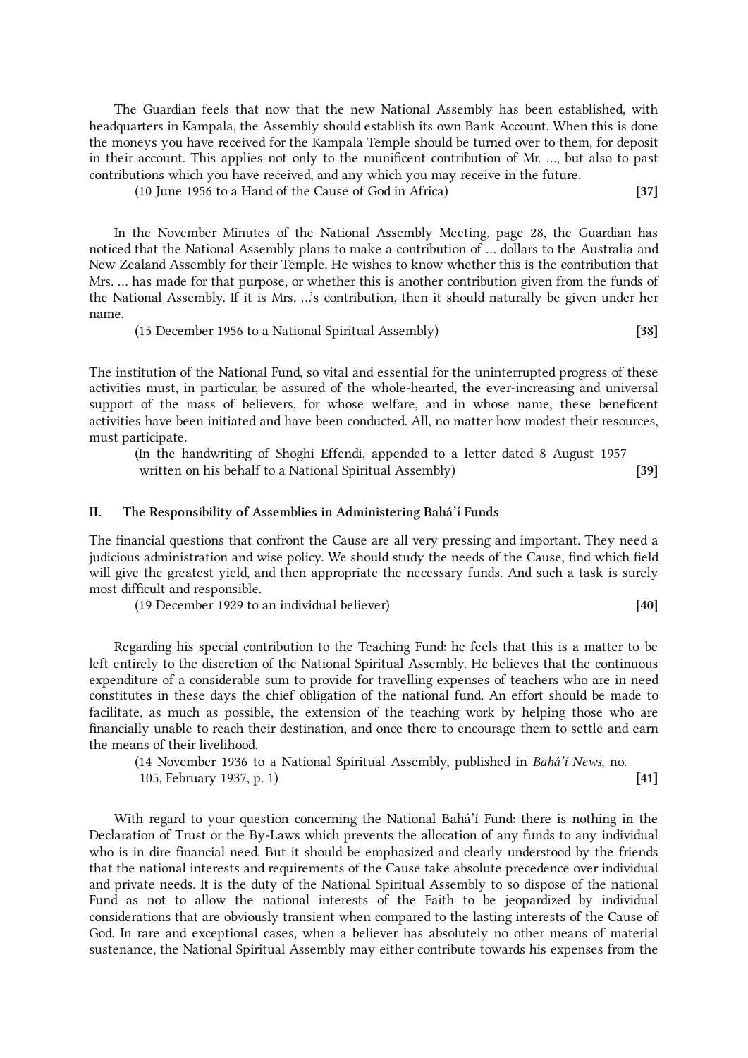The Guardian feels that now that the new National Assembly has been established, with headquarters in Kampala, the Assembly should establish its own Bank Account. When this is done the moneys you have received for the Kampala Temple should be turned over to them, for deposit in their account. This applies not only to the munificent contribution of Mr. ..., but also to past contributions which you have received, and any which you may receive in the future.

(10 June 1956 to a Hand of the Cause of God in Africa) **[37]**

In the November Minutes of the National Assembly Meeting, page 28, the Guardian has noticed that the National Assembly plans to make a contribution of ... dollars to the Australia and New Zealand Assembly for their Temple. He wishes to know whether this is the contribution that Mrs. ... has made for that purpose, or whether this is another contribution given from the funds of the National Assembly. If it is Mrs. ...'s contribution, then it should naturally be given under her name.

(15 December 1956 to a National Spiritual Assembly) **[38]**

The institution of the National Fund, so vital and essential for the uninterrupted progress of these activities must, in particular, be assured of the whole-hearted, the ever-increasing and universal support of the mass of believers, for whose welfare, and in whose name, these beneficent activities have been initiated and have been conducted. All, no matter how modest their resources, must participate.

(In the handwriting of Shoghi Effendi, appended to a letter dated 8 August 1957 written on his behalf to a National Spiritual Assembly) **[39]**

## II. The Responsibility of Assemblies in Administering Bahá'í Funds

The financial questions that confront the Cause are all very pressing and important. They need a judicious administration and wise policy. We should study the needs of the Cause, find which field will give the greatest yield, and then appropriate the necessary funds. And such a task is surely most difficult and responsible.

(19 December 1929 to an individual believer) **[40]**

Regarding his special contribution to the Teaching Fund: he feels that this is a matter to be left entirely to the discretion of the National Spiritual Assembly. He believes that the continuous expenditure of a considerable sum to provide for travelling expenses of teachers who are in need constitutes in these days the chief obligation of the national fund. An effort should be made to facilitate, as much as possible, the extension of the teaching work by helping those who are financially unable to reach their destination, and once there to encourage them to settle and earn the means of their livelihood.

(14 November 1936 to a National Spiritual Assembly, published in *Bahá'í News*, no. 105, February 1937, p. 1) **[41]**

With regard to your question concerning the National Bahá'í Fund: there is nothing in the Declaration of Trust or the By-Laws which prevents the allocation of any funds to any individual who is in dire financial need. But it should be emphasized and clearly understood by the friends that the national interests and requirements of the Cause take absolute precedence over individual and private needs. It is the duty of the National Spiritual Assembly to so dispose of the national Fund as not to allow the national interests of the Faith to be jeopardized by individual considerations that are obviously transient when compared to the lasting interests of the Cause of God. In rare and exceptional cases, when a believer has absolutely no other means of material sustenance, the National Spiritual Assembly may either contribute towards his expenses from the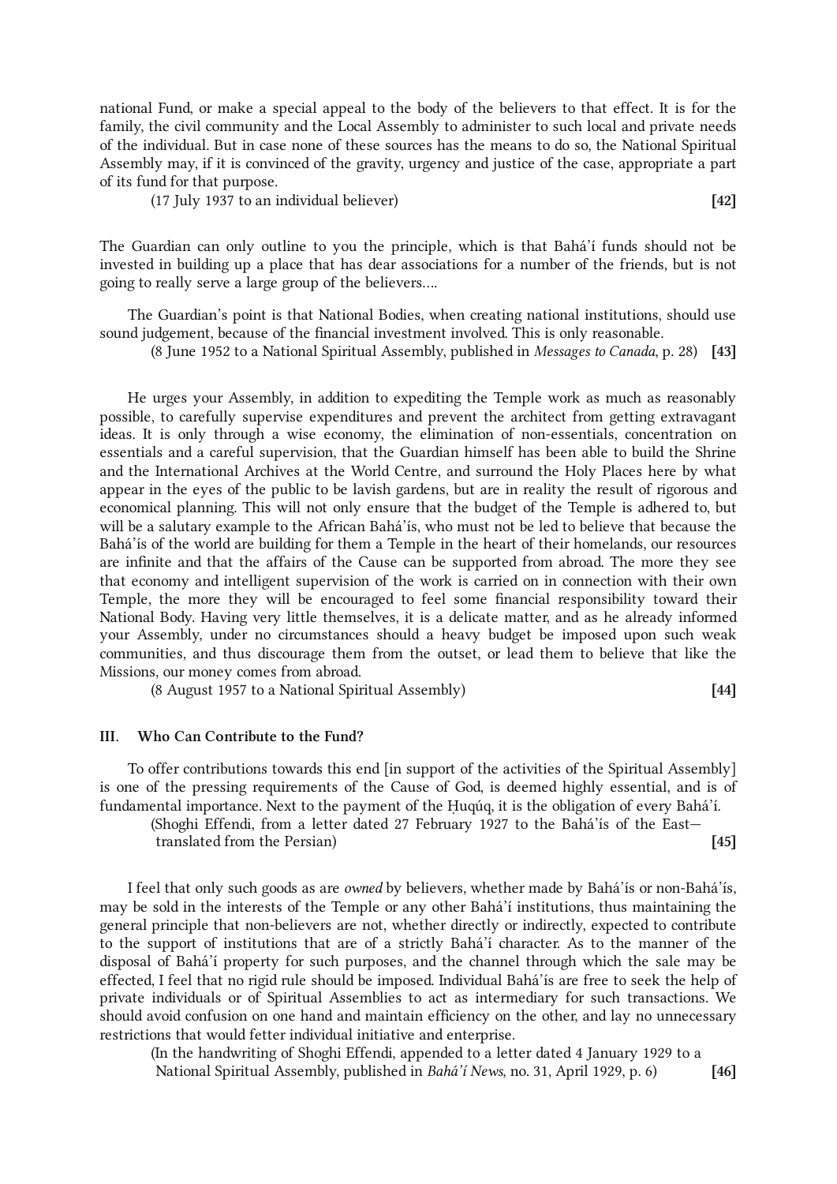national Fund, or make a special appeal to the body of the believers to that effect. It is for the family, the civil community and the Local Assembly to administer to such local and private needs of the individual. But in case none of these sources has the means to do so, the National Spiritual Assembly may, if it is convinced of the gravity, urgency and justice of the case, appropriate a part of its fund for that purpose.

(17 July 1937 to an individual believer) **[42]**

The Guardian can only outline to you the principle, which is that Bahá'í funds should not be invested in building up a place that has dear associations for a number of the friends, but is not going to really serve a large group of the believers....

The Guardian's point is that National Bodies, when creating national institutions, should use sound judgement, because of the financial investment involved. This is only reasonable.

(8 June 1952 to a National Spiritual Assembly, published in *Messages to Canada*, p. 28) **[43]**

He urges your Assembly, in addition to expediting the Temple work as much as reasonably possible, to carefully supervise expenditures and prevent the architect from getting extravagant ideas. It is only through a wise economy, the elimination of non-essentials, concentration on essentials and a careful supervision, that the Guardian himself has been able to build the Shrine and the International Archives at the World Centre, and surround the Holy Places here by what appear in the eyes of the public to be lavish gardens, but are in reality the result of rigorous and economical planning. This will not only ensure that the budget of the Temple is adhered to, but will be a salutary example to the African Bahá'ís, who must not be led to believe that because the Bahá'ís of the world are building for them a Temple in the heart of their homelands, our resources are infinite and that the affairs of the Cause can be supported from abroad. The more they see that economy and intelligent supervision of the work is carried on in connection with their own Temple, the more they will be encouraged to feel some financial responsibility toward their National Body. Having very little themselves, it is a delicate matter, and as he already informed your Assembly, under no circumstances should a heavy budget be imposed upon such weak communities, and thus discourage them from the outset, or lead them to believe that like the Missions, our money comes from abroad.

(8 August 1957 to a National Spiritual Assembly) **[44]**

### III. Who Can Contribute to the Fund?

To offer contributions towards this end [in support of the activities of the Spiritual Assembly] is one of the pressing requirements of the Cause of God, is deemed highly essential, and is of fundamental importance. Next to the payment of the Ḥuqúq, it is the obligation of every Bahá'í.

(Shoghi Effendi, from a letter dated 27 February 1927 to the Bahá'ís of the East—translated from the Persian) **[45]**

I feel that only such goods as are *owned* by believers, whether made by Bahá'ís or non-Bahá'ís, may be sold in the interests of the Temple or any other Bahá'í institutions, thus maintaining the general principle that non-believers are not, whether directly or indirectly, expected to contribute to the support of institutions that are of a strictly Bahá'í character. As to the manner of the disposal of Bahá'í property for such purposes, and the channel through which the sale may be effected, I feel that no rigid rule should be imposed. Individual Bahá'ís are free to seek the help of private individuals or of Spiritual Assemblies to act as intermediary for such transactions. We should avoid confusion on one hand and maintain efficiency on the other, and lay no unnecessary restrictions that would fetter individual initiative and enterprise.

(In the handwriting of Shoghi Effendi, appended to a letter dated 4 January 1929 to a National Spiritual Assembly, published in *Bahá'í News*, no. 31, April 1929, p. 6) **[46]**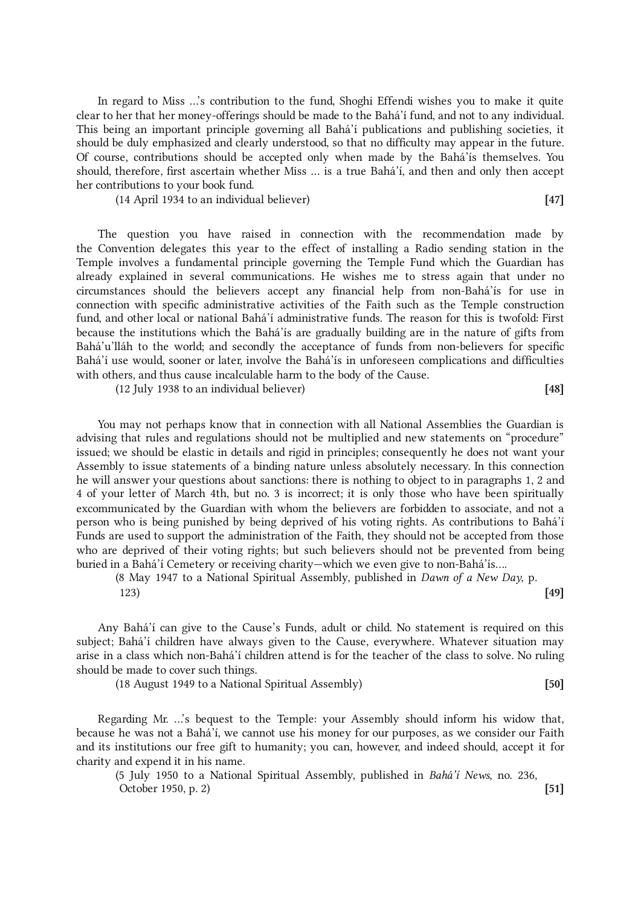In regard to Miss …'s contribution to the fund, Shoghi Effendi wishes you to make it quite clear to her that her money-offerings should be made to the Bahá'í fund, and not to any individual. This being an important principle governing all Bahá'í publications and publishing societies, it should be duly emphasized and clearly understood, so that no difficulty may appear in the future. Of course, contributions should be accepted only when made by the Bahá'ís themselves. You should, therefore, first ascertain whether Miss … is a true Bahá'í, and then and only then accept her contributions to your book fund.

(14 April 1934 to an individual believer) **[47]**

The question you have raised in connection with the recommendation made by the Convention delegates this year to the effect of installing a Radio sending station in the Temple involves a fundamental principle governing the Temple Fund which the Guardian has already explained in several communications. He wishes me to stress again that under no circumstances should the believers accept any financial help from non-Bahá'ís for use in connection with specific administrative activities of the Faith such as the Temple construction fund, and other local or national Bahá'í administrative funds. The reason for this is twofold: First because the institutions which the Bahá'ís are gradually building are in the nature of gifts from Bahá'u'lláh to the world; and secondly the acceptance of funds from non-believers for specific Bahá'í use would, sooner or later, involve the Bahá'ís in unforeseen complications and difficulties with others, and thus cause incalculable harm to the body of the Cause.

(12 July 1938 to an individual believer) **[48]**

You may not perhaps know that in connection with all National Assemblies the Guardian is advising that rules and regulations should not be multiplied and new statements on "procedure" issued; we should be elastic in details and rigid in principles; consequently he does not want your Assembly to issue statements of a binding nature unless absolutely necessary. In this connection he will answer your questions about sanctions: there is nothing to object to in paragraphs 1, 2 and 4 of your letter of March 4th, but no. 3 is incorrect; it is only those who have been spiritually excommunicated by the Guardian with whom the believers are forbidden to associate, and not a person who is being punished by being deprived of his voting rights. As contributions to Bahá'í Funds are used to support the administration of the Faith, they should not be accepted from those who are deprived of their voting rights; but such believers should not be prevented from being buried in a Bahá'í Cemetery or receiving charity—which we even give to non-Bahá'ís….

(8 May 1947 to a National Spiritual Assembly, published in *Dawn of a New Day*, p. 123) **[49]**

Any Bahá'í can give to the Cause's Funds, adult or child. No statement is required on this subject; Bahá'í children have always given to the Cause, everywhere. Whatever situation may arise in a class which non-Bahá'í children attend is for the teacher of the class to solve. No ruling should be made to cover such things.

(18 August 1949 to a National Spiritual Assembly) **[50]**

Regarding Mr. …'s bequest to the Temple: your Assembly should inform his widow that, because he was not a Bahá'í, we cannot use his money for our purposes, as we consider our Faith and its institutions our free gift to humanity; you can, however, and indeed should, accept it for charity and expend it in his name.

(5 July 1950 to a National Spiritual Assembly, published in *Bahá'í News*, no. 236, October 1950, p. 2) **[51]**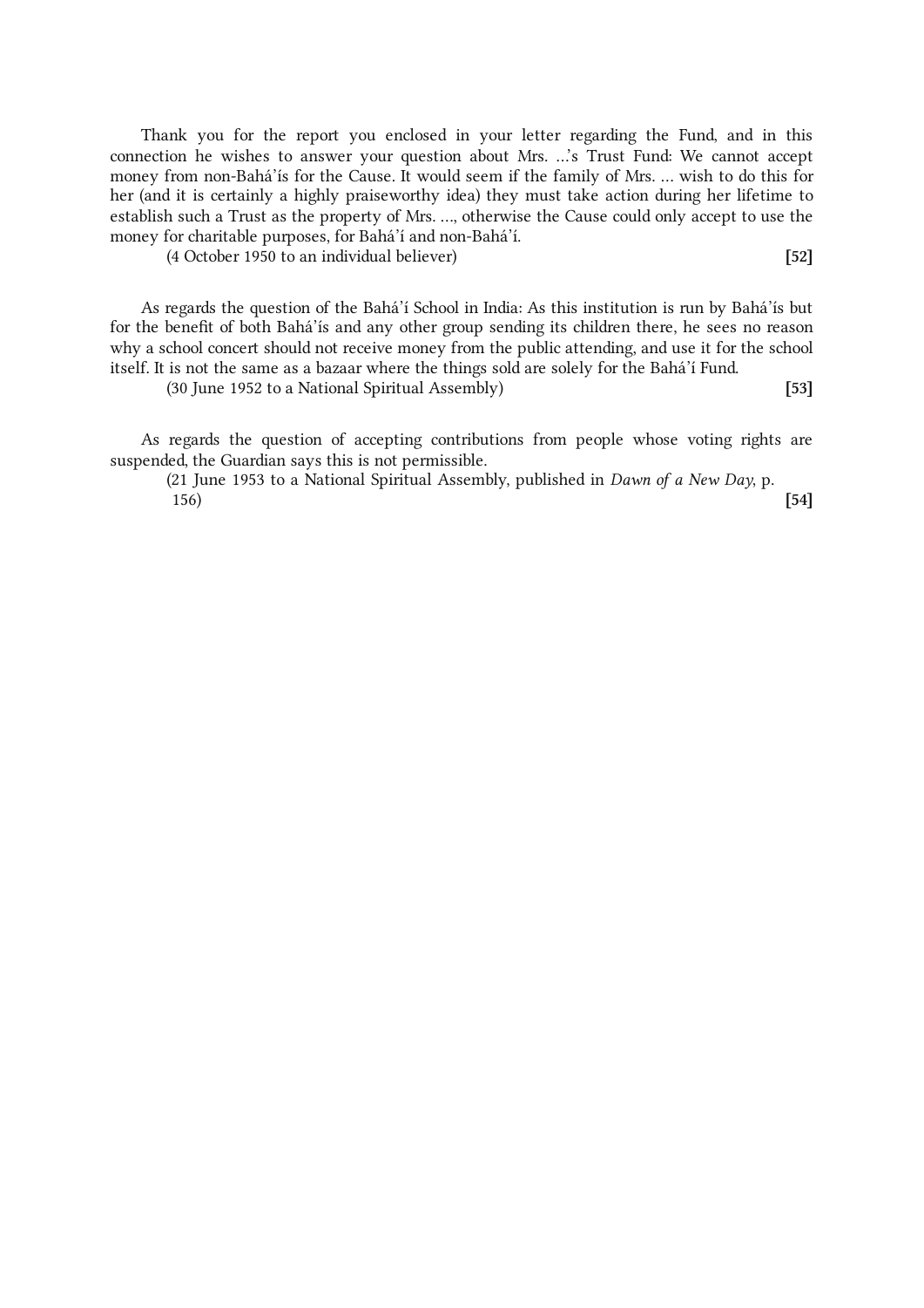Thank you for the report you enclosed in your letter regarding the Fund, and in this connection he wishes to answer your question about Mrs. …'s Trust Fund: We cannot accept money from non-Bahá'ís for the Cause. It would seem if the family of Mrs. … wish to do this for her (and it is certainly a highly praiseworthy idea) they must take action during her lifetime to establish such a Trust as the property of Mrs. …, otherwise the Cause could only accept to use the money for charitable purposes, for Bahá'í and non-Bahá'í.

(4 October 1950 to an individual believer) **[52]**

As regards the question of the Bahá'í School in India: As this institution is run by Bahá'ís but for the benefit of both Bahá'ís and any other group sending its children there, he sees no reason why a school concert should not receive money from the public attending, and use it for the school itself. It is not the same as a bazaar where the things sold are solely for the Bahá'í Fund.

(30 June 1952 to a National Spiritual Assembly) **[53]**

As regards the question of accepting contributions from people whose voting rights are suspended, the Guardian says this is not permissible.

(21 June 1953 to a National Spiritual Assembly, published in *Dawn of a New Day*, p. 156) **[54]**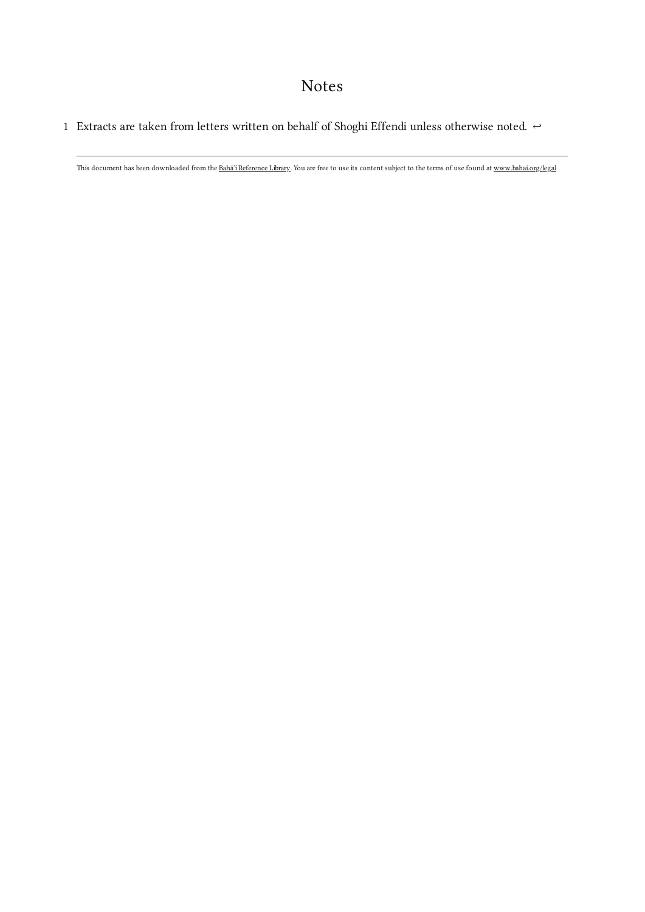# Notes

1. Extracts are taken from letters written on behalf of Shoghi Effendi unless otherwise noted. ↩

---

This document has been downloaded from the Bahá'í Reference Library. You are free to use its content subject to the terms of use found at www.bahai.org/legal